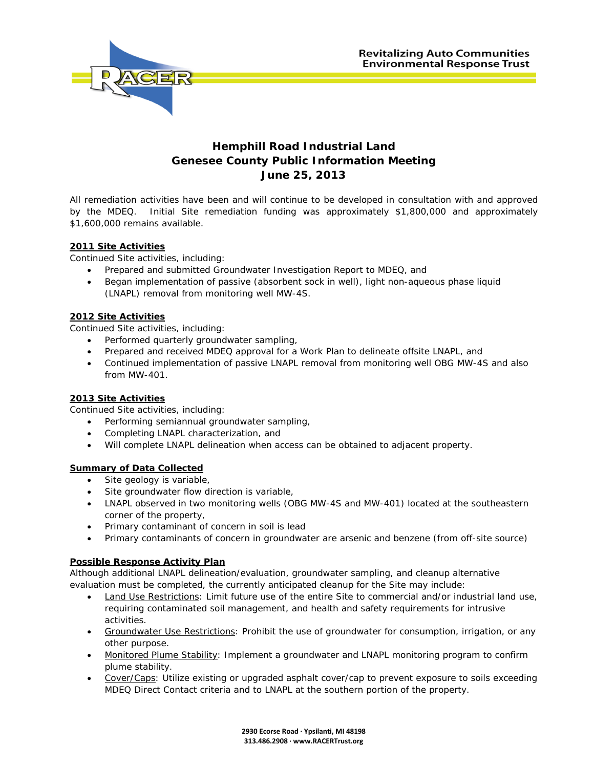Revitalizing Auto Communities
Environmental Response Trust

# Hemphill Road Industrial Land
## Genesee County Public Information Meeting
## June 25, 2013

All remediation activities have been and will continue to be developed in consultation with and approved by the MDEQ. Initial Site remediation funding was approximately $1,800,000 and approximately $1,600,000 remains available.

**2011 Site Activities**

Continued Site activities, including:

- Prepared and submitted Groundwater Investigation Report to MDEQ, and
- Began implementation of passive (absorbent sock in well), light non-aqueous phase liquid (LNAPL) removal from monitoring well MW-4S.

**2012 Site Activities**

Continued Site activities, including:

- Performed quarterly groundwater sampling,
- Prepared and received MDEQ approval for a Work Plan to delineate offsite LNAPL, and
- Continued implementation of passive LNAPL removal from monitoring well OBG MW-4S and also from MW-401.

**2013 Site Activities**

Continued Site activities, including:

- Performing semiannual groundwater sampling,
- Completing LNAPL characterization, and
- Will complete LNAPL delineation when access can be obtained to adjacent property.

**Summary of Data Collected**

- Site geology is variable,
- Site groundwater flow direction is variable,
- LNAPL observed in two monitoring wells (OBG MW-4S and MW-401) located at the southeastern corner of the property,
- Primary contaminant of concern in soil is lead
- Primary contaminants of concern in groundwater are arsenic and benzene (from off-site source)

**Possible Response Activity Plan**

Although additional LNAPL delineation/evaluation, groundwater sampling, and cleanup alternative evaluation must be completed, the currently anticipated cleanup for the Site may include:

- Land Use Restrictions: Limit future use of the entire Site to commercial and/or industrial land use, requiring contaminated soil management, and health and safety requirements for intrusive activities.
- Groundwater Use Restrictions: Prohibit the use of groundwater for consumption, irrigation, or any other purpose.
- Monitored Plume Stability: Implement a groundwater and LNAPL monitoring program to confirm plume stability.
- Cover/Caps: Utilize existing or upgraded asphalt cover/cap to prevent exposure to soils exceeding MDEQ Direct Contact criteria and to LNAPL at the southern portion of the property.

2930 Ecorse Road · Ypsilanti, MI 48198
313.486.2908 · www.RACERTrust.org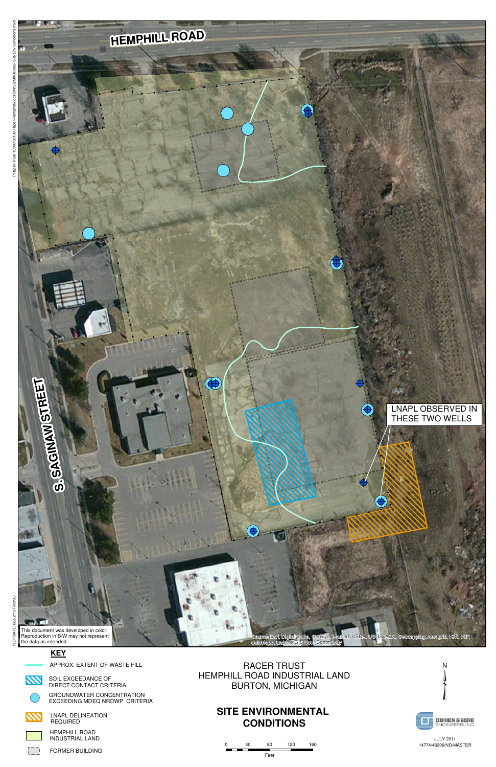HEMPHILL ROAD

S. SAGINAW STREET

LNAPL OBSERVED IN THESE TWO WELLS

This document was developed in color. Reproduction in B/W may not represent the data as intended.

Source: Esri, DigitalGlobe, GeoEye, i-cubed, USDA, USGS, AEX, Getmapping, Aerogrid, IGN, IGP, swisstopo, and the GIS User Community

**KEY**

- APPROX. EXTENT OF WASTE FILL
- SOIL EXCEEDANCE OF DIRECT CONTACT CRITERIA
- GROUNDWATER CONCENTRATION EXCEEDING MDEQ NRDWP CRITERIA
- LNAPL DELINEATION REQUIRED
- HEMPHILL ROAD INDUSTRIAL LAND
- FORMER BUILDING

RACER TRUST
HEMPHILL ROAD INDUSTRIAL LAND
BURTON, MICHIGAN

## SITE ENVIRONMENTAL CONDITIONS

0 40 80 120 160
Feet

N

O'BRIEN & GERE ENGINEERS, INC.

JULY 2011
14774/46306/ND/MASTER